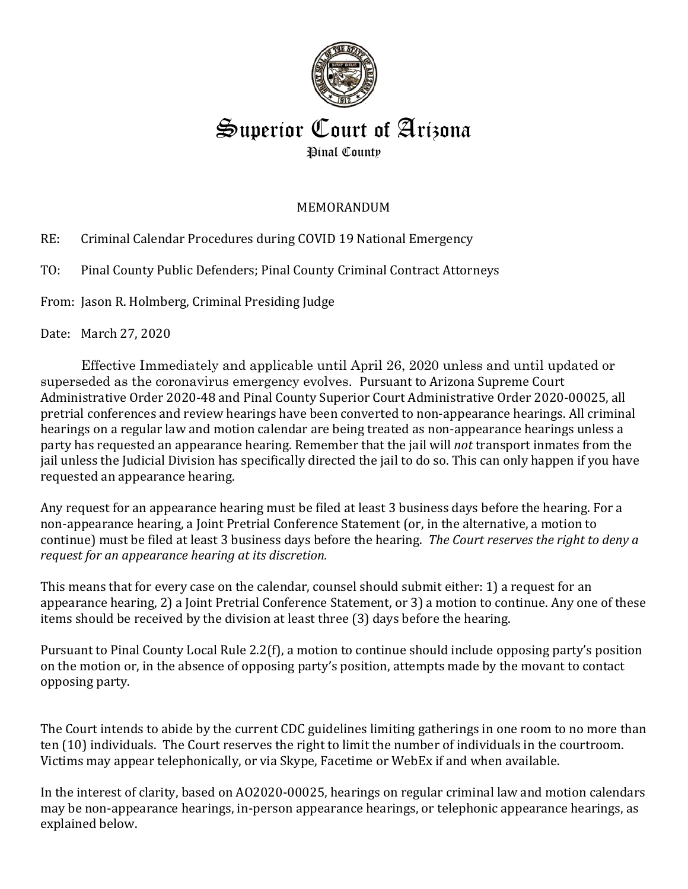# Superior Court of Arizona

## Pinal County

MEMORANDUM

RE: Criminal Calendar Procedures during COVID 19 National Emergency

TO: Pinal County Public Defenders; Pinal County Criminal Contract Attorneys

From: Jason R. Holmberg, Criminal Presiding Judge

Date: March 27, 2020

Effective Immediately and applicable until April 26, 2020 unless and until updated or superseded as the coronavirus emergency evolves. Pursuant to Arizona Supreme Court Administrative Order 2020-48 and Pinal County Superior Court Administrative Order 2020-00025, all pretrial conferences and review hearings have been converted to non-appearance hearings. All criminal hearings on a regular law and motion calendar are being treated as non-appearance hearings unless a party has requested an appearance hearing. Remember that the jail will *not* transport inmates from the jail unless the Judicial Division has specifically directed the jail to do so. This can only happen if you have requested an appearance hearing.

Any request for an appearance hearing must be filed at least 3 business days before the hearing. For a non-appearance hearing, a Joint Pretrial Conference Statement (or, in the alternative, a motion to continue) must be filed at least 3 business days before the hearing. *The Court reserves the right to deny a request for an appearance hearing at its discretion.*

This means that for every case on the calendar, counsel should submit either: 1) a request for an appearance hearing, 2) a Joint Pretrial Conference Statement, or 3) a motion to continue. Any one of these items should be received by the division at least three (3) days before the hearing.

Pursuant to Pinal County Local Rule 2.2(f), a motion to continue should include opposing party's position on the motion or, in the absence of opposing party's position, attempts made by the movant to contact opposing party.

The Court intends to abide by the current CDC guidelines limiting gatherings in one room to no more than ten (10) individuals. The Court reserves the right to limit the number of individuals in the courtroom. Victims may appear telephonically, or via Skype, Facetime or WebEx if and when available.

In the interest of clarity, based on AO2020-00025, hearings on regular criminal law and motion calendars may be non-appearance hearings, in-person appearance hearings, or telephonic appearance hearings, as explained below.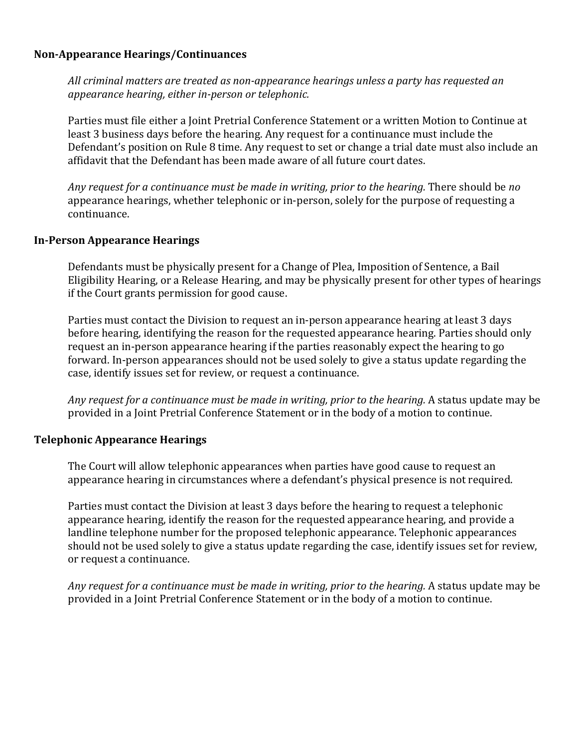**Non-Appearance Hearings/Continuances**

*All criminal matters are treated as non-appearance hearings unless a party has requested an appearance hearing, either in-person or telephonic.*

Parties must file either a Joint Pretrial Conference Statement or a written Motion to Continue at least 3 business days before the hearing. Any request for a continuance must include the Defendant's position on Rule 8 time. Any request to set or change a trial date must also include an affidavit that the Defendant has been made aware of all future court dates.

*Any request for a continuance must be made in writing, prior to the hearing.* There should be *no* appearance hearings, whether telephonic or in-person, solely for the purpose of requesting a continuance.

**In-Person Appearance Hearings**

Defendants must be physically present for a Change of Plea, Imposition of Sentence, a Bail Eligibility Hearing, or a Release Hearing, and may be physically present for other types of hearings if the Court grants permission for good cause.

Parties must contact the Division to request an in-person appearance hearing at least 3 days before hearing, identifying the reason for the requested appearance hearing. Parties should only request an in-person appearance hearing if the parties reasonably expect the hearing to go forward. In-person appearances should not be used solely to give a status update regarding the case, identify issues set for review, or request a continuance.

*Any request for a continuance must be made in writing, prior to the hearing.* A status update may be provided in a Joint Pretrial Conference Statement or in the body of a motion to continue.

**Telephonic Appearance Hearings**

The Court will allow telephonic appearances when parties have good cause to request an appearance hearing in circumstances where a defendant's physical presence is not required.

Parties must contact the Division at least 3 days before the hearing to request a telephonic appearance hearing, identify the reason for the requested appearance hearing, and provide a landline telephone number for the proposed telephonic appearance. Telephonic appearances should not be used solely to give a status update regarding the case, identify issues set for review, or request a continuance.

*Any request for a continuance must be made in writing, prior to the hearing.* A status update may be provided in a Joint Pretrial Conference Statement or in the body of a motion to continue.